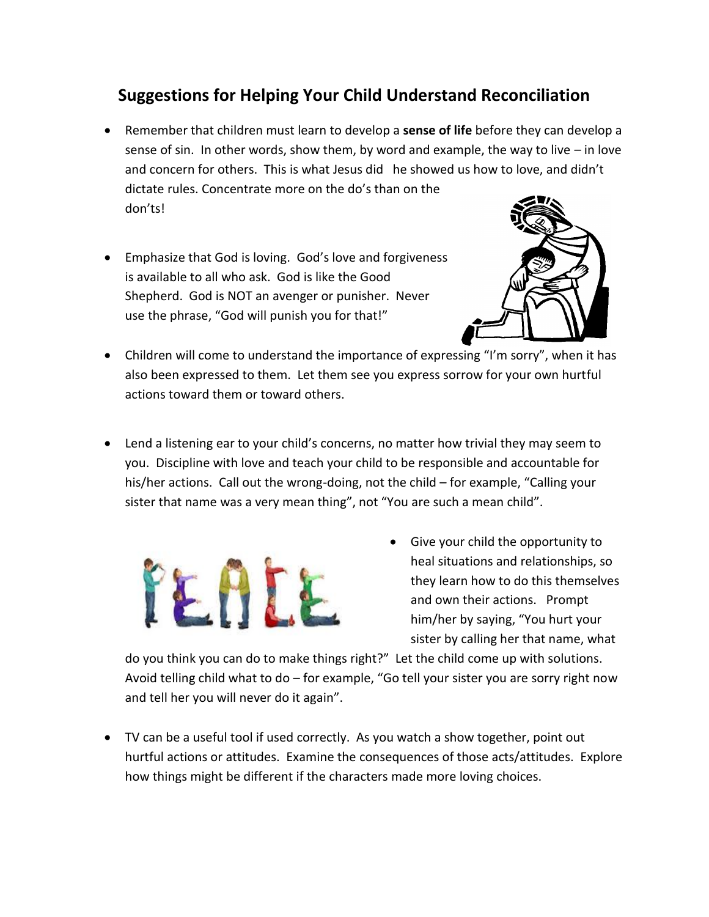## Suggestions for Helping Your Child Understand Reconciliation

- Remember that children must learn to develop a **sense of life** before they can develop a sense of sin. In other words, show them, by word and example, the way to live – in love and concern for others. This is what Jesus did he showed us how to love, and didn't dictate rules. Concentrate more on the do's than on the don'ts!

- Emphasize that God is loving. God's love and forgiveness is available to all who ask. God is like the Good Shepherd. God is NOT an avenger or punisher. Never use the phrase, "God will punish you for that!"

- Children will come to understand the importance of expressing "I'm sorry", when it has also been expressed to them. Let them see you express sorrow for your own hurtful actions toward them or toward others.

- Lend a listening ear to your child's concerns, no matter how trivial they may seem to you. Discipline with love and teach your child to be responsible and accountable for his/her actions. Call out the wrong-doing, not the child – for example, "Calling your sister that name was a very mean thing", not "You are such a mean child".

- Give your child the opportunity to heal situations and relationships, so they learn how to do this themselves and own their actions. Prompt him/her by saying, "You hurt your sister by calling her that name, what do you think you can do to make things right?" Let the child come up with solutions. Avoid telling child what to do – for example, "Go tell your sister you are sorry right now and tell her you will never do it again".

- TV can be a useful tool if used correctly. As you watch a show together, point out hurtful actions or attitudes. Examine the consequences of those acts/attitudes. Explore how things might be different if the characters made more loving choices.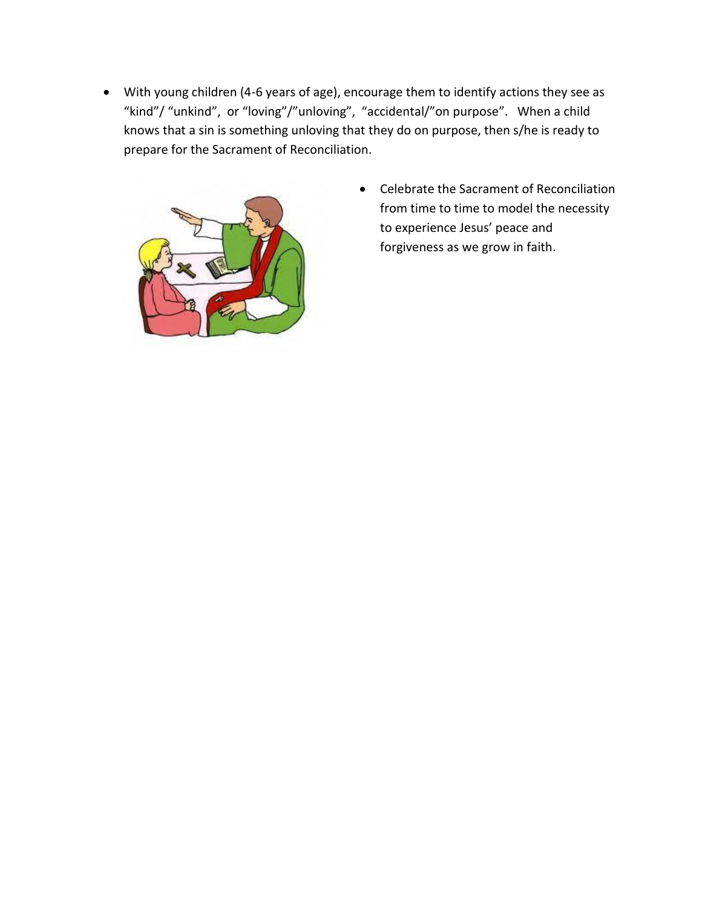- With young children (4-6 years of age), encourage them to identify actions they see as "kind"/ "unkind", or "loving"/"unloving", "accidental/"on purpose". When a child knows that a sin is something unloving that they do on purpose, then s/he is ready to prepare for the Sacrament of Reconciliation.

- Celebrate the Sacrament of Reconciliation from time to time to model the necessity to experience Jesus' peace and forgiveness as we grow in faith.